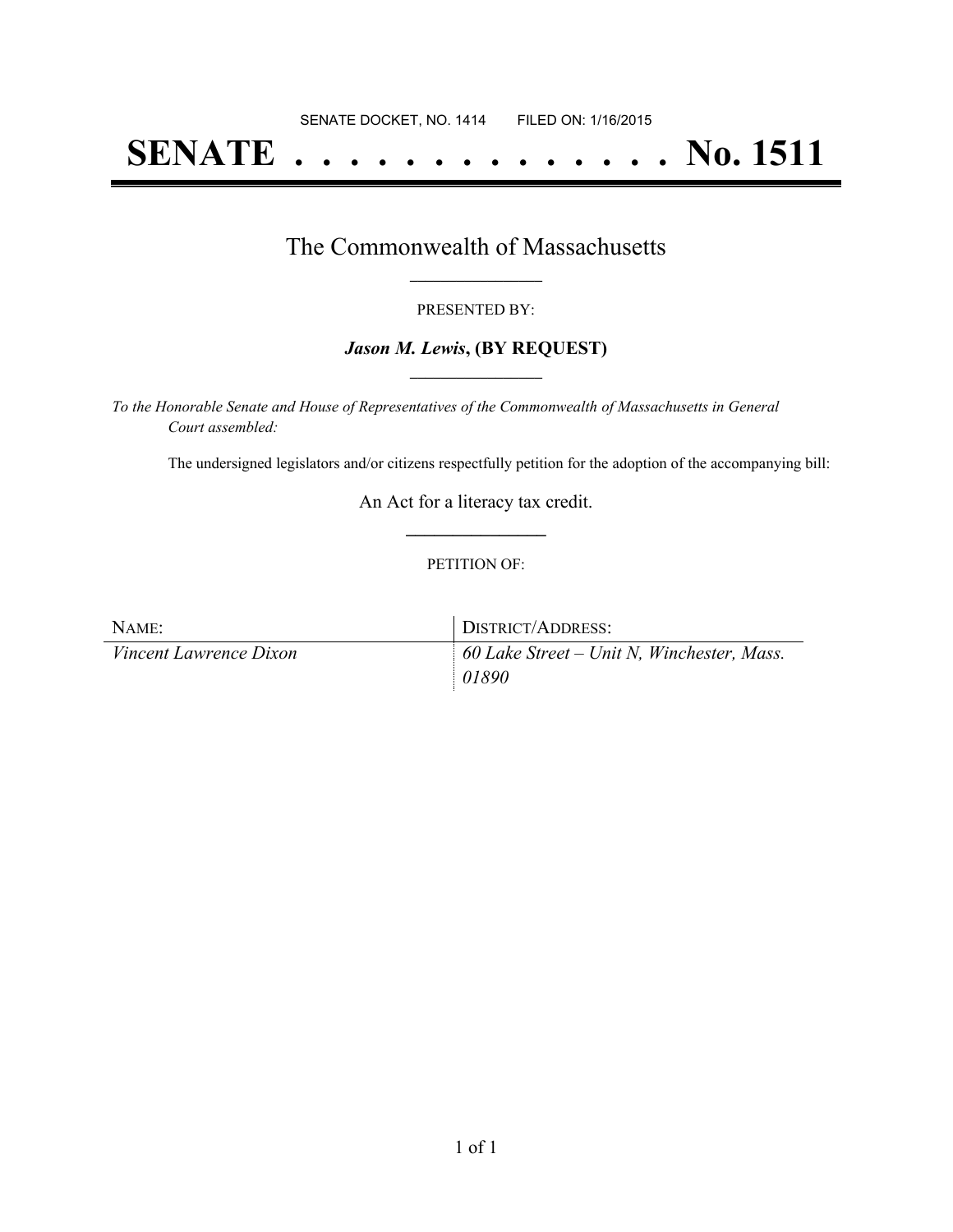SENATE DOCKET, NO. 1414        FILED ON: 1/16/2015

# SENATE . . . . . . . . . . . . . . . No. 1511

## The Commonwealth of Massachusetts

PRESENTED BY:

***Jason M. Lewis*, (BY REQUEST)**

*To the Honorable Senate and House of Representatives of the Commonwealth of Massachusetts in General Court assembled:*

The undersigned legislators and/or citizens respectfully petition for the adoption of the accompanying bill:

An Act for a literacy tax credit.

PETITION OF:

| NAME: | DISTRICT/ADDRESS: |
| --- | --- |
| *Vincent Lawrence Dixon* | *60 Lake Street – Unit N, Winchester, Mass. 01890* |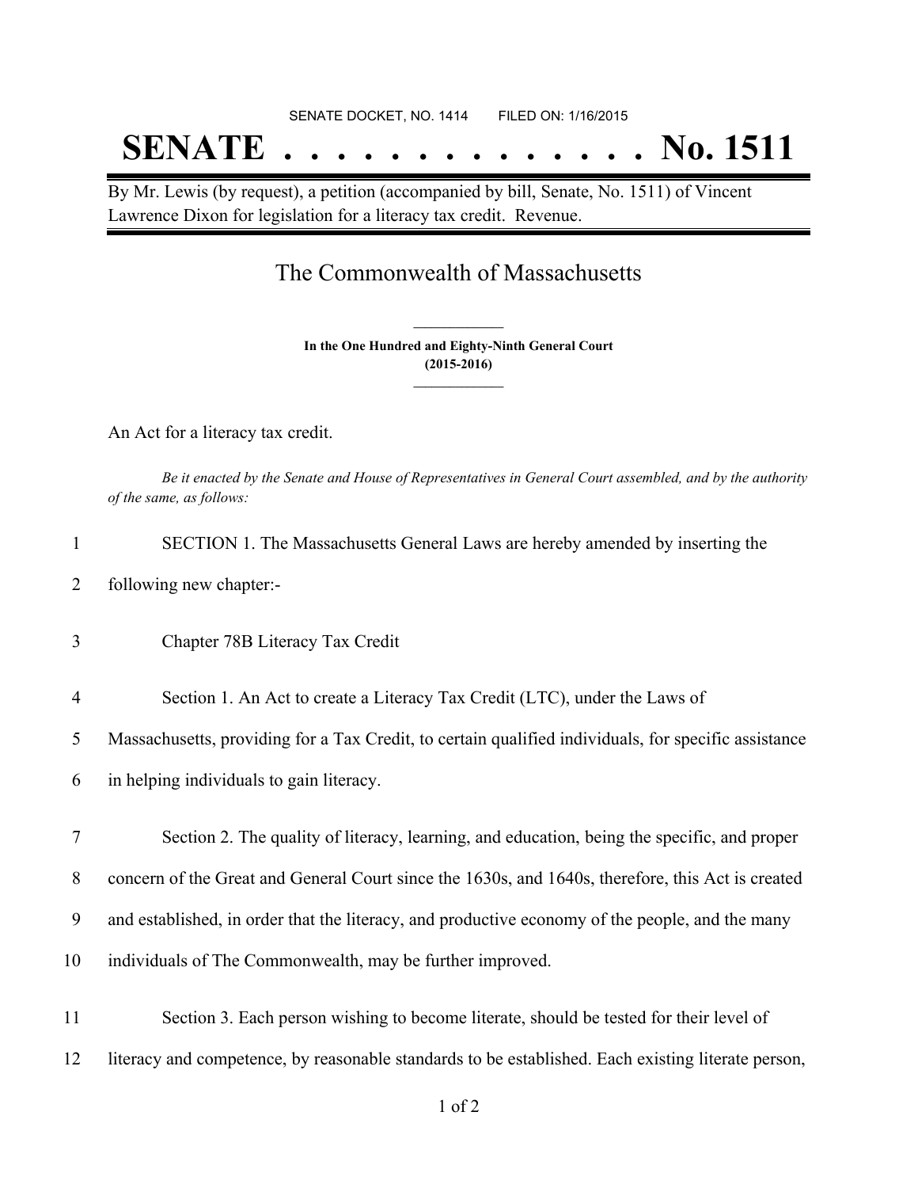SENATE DOCKET, NO. 1414 FILED ON: 1/16/2015

# SENATE . . . . . . . . . . . . . . No. 1511

By Mr. Lewis (by request), a petition (accompanied by bill, Senate, No. 1511) of Vincent Lawrence Dixon for legislation for a literacy tax credit. Revenue.

## The Commonwealth of Massachusetts

**In the One Hundred and Eighty-Ninth General Court**
**(2015-2016)**

An Act for a literacy tax credit.

*Be it enacted by the Senate and House of Representatives in General Court assembled, and by the authority of the same, as follows:*

1 SECTION 1. The Massachusetts General Laws are hereby amended by inserting the
2 following new chapter:-

3 Chapter 78B Literacy Tax Credit

4 Section 1. An Act to create a Literacy Tax Credit (LTC), under the Laws of
5 Massachusetts, providing for a Tax Credit, to certain qualified individuals, for specific assistance
6 in helping individuals to gain literacy.

7 Section 2. The quality of literacy, learning, and education, being the specific, and proper
8 concern of the Great and General Court since the 1630s, and 1640s, therefore, this Act is created
9 and established, in order that the literacy, and productive economy of the people, and the many
10 individuals of The Commonwealth, may be further improved.

11 Section 3. Each person wishing to become literate, should be tested for their level of
12 literacy and competence, by reasonable standards to be established. Each existing literate person,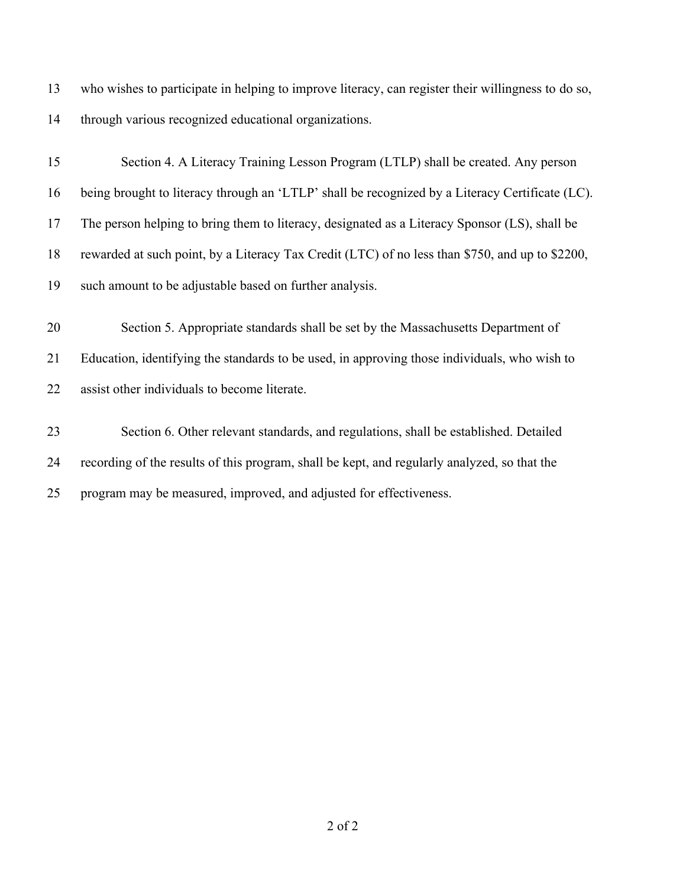who wishes to participate in helping to improve literacy, can register their willingness to do so, through various recognized educational organizations.

Section 4. A Literacy Training Lesson Program (LTLP) shall be created. Any person being brought to literacy through an 'LTLP' shall be recognized by a Literacy Certificate (LC). The person helping to bring them to literacy, designated as a Literacy Sponsor (LS), shall be rewarded at such point, by a Literacy Tax Credit (LTC) of no less than $750, and up to $2200, such amount to be adjustable based on further analysis.

Section 5. Appropriate standards shall be set by the Massachusetts Department of Education, identifying the standards to be used, in approving those individuals, who wish to assist other individuals to become literate.

Section 6. Other relevant standards, and regulations, shall be established. Detailed recording of the results of this program, shall be kept, and regularly analyzed, so that the program may be measured, improved, and adjusted for effectiveness.